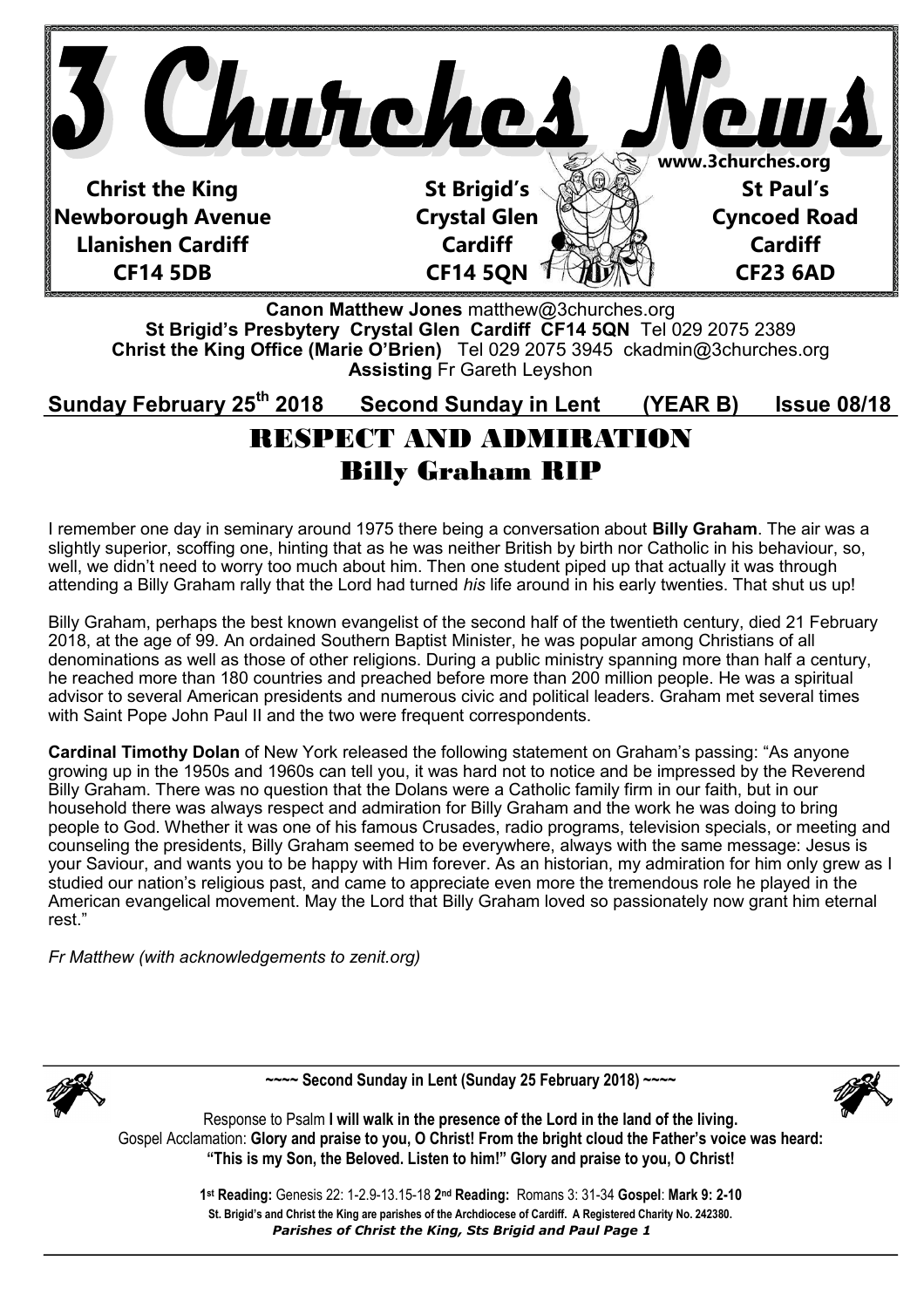# 3 Churches News

www.3churches.org

| Christ the King | St Brigid's | St Paul's |
|---|---|---|
| Newborough Avenue | Crystal Glen | Cyncoed Road |
| Llanishen Cardiff | Cardiff | Cardiff |
| CF14 5DB | CF14 5QN | CF23 6AD |

**Canon Matthew Jones** matthew@3churches.org
**St Brigid's Presbytery Crystal Glen Cardiff CF14 5QN** Tel 029 2075 2389
**Christ the King Office (Marie O'Brien)** Tel 029 2075 3945 ckadmin@3churches.org
**Assisting** Fr Gareth Leyshon

**Sunday February 25th 2018 Second Sunday in Lent (YEAR B) Issue 08/18**

## RESPECT AND ADMIRATION
## Billy Graham RIP

I remember one day in seminary around 1975 there being a conversation about **Billy Graham**. The air was a slightly superior, scoffing one, hinting that as he was neither British by birth nor Catholic in his behaviour, so, well, we didn't need to worry too much about him. Then one student piped up that actually it was through attending a Billy Graham rally that the Lord had turned *his* life around in his early twenties. That shut us up!

Billy Graham, perhaps the best known evangelist of the second half of the twentieth century, died 21 February 2018, at the age of 99. An ordained Southern Baptist Minister, he was popular among Christians of all denominations as well as those of other religions. During a public ministry spanning more than half a century, he reached more than 180 countries and preached before more than 200 million people. He was a spiritual advisor to several American presidents and numerous civic and political leaders. Graham met several times with Saint Pope John Paul II and the two were frequent correspondents.

**Cardinal Timothy Dolan** of New York released the following statement on Graham's passing: "As anyone growing up in the 1950s and 1960s can tell you, it was hard not to notice and be impressed by the Reverend Billy Graham. There was no question that the Dolans were a Catholic family firm in our faith, but in our household there was always respect and admiration for Billy Graham and the work he was doing to bring people to God. Whether it was one of his famous Crusades, radio programs, television specials, or meeting and counseling the presidents, Billy Graham seemed to be everywhere, always with the same message: Jesus is your Saviour, and wants you to be happy with Him forever. As an historian, my admiration for him only grew as I studied our nation's religious past, and came to appreciate even more the tremendous role he played in the American evangelical movement. May the Lord that Billy Graham loved so passionately now grant him eternal rest."

*Fr Matthew (with acknowledgements to zenit.org)*

**~~~~ Second Sunday in Lent (Sunday 25 February 2018) ~~~~**

Response to Psalm **I will walk in the presence of the Lord in the land of the living.**
Gospel Acclamation: **Glory and praise to you, O Christ! From the bright cloud the Father's voice was heard: "This is my Son, the Beloved. Listen to him!" Glory and praise to you, O Christ!**

**1st Reading:** Genesis 22: 1-2.9-13.15-18 **2nd Reading:** Romans 3: 31-34 **Gospel**: **Mark 9: 2-10**

**St. Brigid's and Christ the King are parishes of the Archdiocese of Cardiff. A Registered Charity No. 242380.**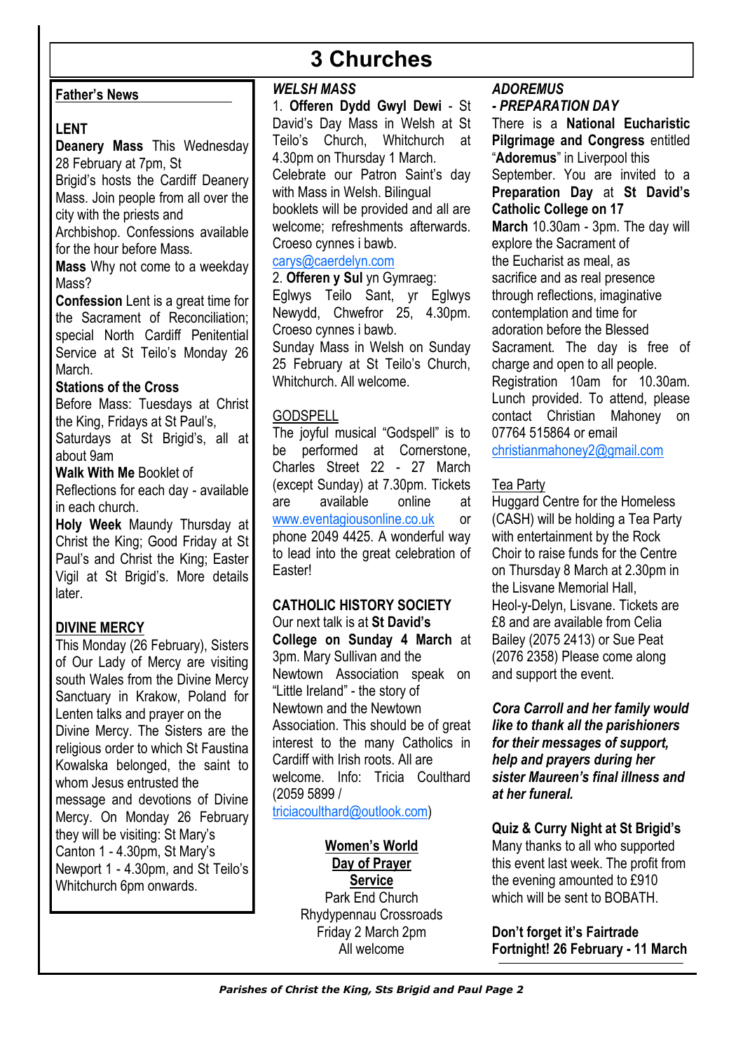# 3 Churches

## Father's News

### LENT

**Deanery Mass** This Wednesday 28 February at 7pm, St Brigid's hosts the Cardiff Deanery Mass. Join people from all over the city with the priests and Archbishop. Confessions available for the hour before Mass.

**Mass** Why not come to a weekday Mass?

**Confession** Lent is a great time for the Sacrament of Reconciliation; special North Cardiff Penitential Service at St Teilo's Monday 26 March.

**Stations of the Cross**
Before Mass: Tuesdays at Christ the King, Fridays at St Paul's, Saturdays at St Brigid's, all at about 9am

**Walk With Me** Booklet of Reflections for each day - available in each church.

**Holy Week** Maundy Thursday at Christ the King; Good Friday at St Paul's and Christ the King; Easter Vigil at St Brigid's. More details later.

### DIVINE MERCY

This Monday (26 February), Sisters of Our Lady of Mercy are visiting south Wales from the Divine Mercy Sanctuary in Krakow, Poland for Lenten talks and prayer on the Divine Mercy. The Sisters are the religious order to which St Faustina Kowalska belonged, the saint to whom Jesus entrusted the message and devotions of Divine Mercy. On Monday 26 February they will be visiting: St Mary's Canton 1 - 4.30pm, St Mary's Newport 1 - 4.30pm, and St Teilo's Whitchurch 6pm onwards.

### *WELSH MASS*

1. **Offeren Dydd Gwyl Dewi** - St David's Day Mass in Welsh at St Teilo's Church, Whitchurch at 4.30pm on Thursday 1 March. Celebrate our Patron Saint's day with Mass in Welsh. Bilingual booklets will be provided and all are welcome; refreshments afterwards. Croeso cynnes i bawb. carys@caerdelyn.com

2. **Offeren y Sul** yn Gymraeg: Eglwys Teilo Sant, yr Eglwys Newydd, Chwefror 25, 4.30pm. Croeso cynnes i bawb.

Sunday Mass in Welsh on Sunday 25 February at St Teilo's Church, Whitchurch. All welcome.

### GODSPELL

The joyful musical "Godspell" is to be performed at Cornerstone, Charles Street 22 - 27 March (except Sunday) at 7.30pm. Tickets are available online at www.eventagiousonline.co.uk or phone 2049 4425. A wonderful way to lead into the great celebration of Easter!

### CATHOLIC HISTORY SOCIETY

Our next talk is at **St David's College on Sunday 4 March** at 3pm. Mary Sullivan and the Newtown Association speak on "Little Ireland" - the story of Newtown and the Newtown Association. This should be of great interest to the many Catholics in Cardiff with Irish roots. All are welcome. Info: Tricia Coulthard (2059 5899 / triciacoulthard@outlook.com)

**Women's World Day of Prayer Service**
Park End Church
Rhydypennau Crossroads
Friday 2 March 2pm
All welcome

### *ADOREMUS - PREPARATION DAY*

There is a **National Eucharistic Pilgrimage and Congress** entitled "**Adoremus**" in Liverpool this September. You are invited to a **Preparation Day** at **St David's Catholic College on 17 March** 10.30am - 3pm. The day will explore the Sacrament of the Eucharist as meal, as sacrifice and as real presence through reflections, imaginative contemplation and time for adoration before the Blessed Sacrament. The day is free of charge and open to all people. Registration 10am for 10.30am. Lunch provided. To attend, please contact Christian Mahoney on 07764 515864 or email christianmahoney2@gmail.com

### Tea Party

Huggard Centre for the Homeless (CASH) will be holding a Tea Party with entertainment by the Rock Choir to raise funds for the Centre on Thursday 8 March at 2.30pm in the Lisvane Memorial Hall, Heol-y-Delyn, Lisvane. Tickets are £8 and are available from Celia Bailey (2075 2413) or Sue Peat (2076 2358) Please come along and support the event.

***Cora Carroll and her family would like to thank all the parishioners for their messages of support, help and prayers during her sister Maureen's final illness and at her funeral.***

### Quiz & Curry Night at St Brigid's

Many thanks to all who supported this event last week. The profit from the evening amounted to £910 which will be sent to BOBATH.

**Don't forget it's Fairtrade Fortnight! 26 February - 11 March**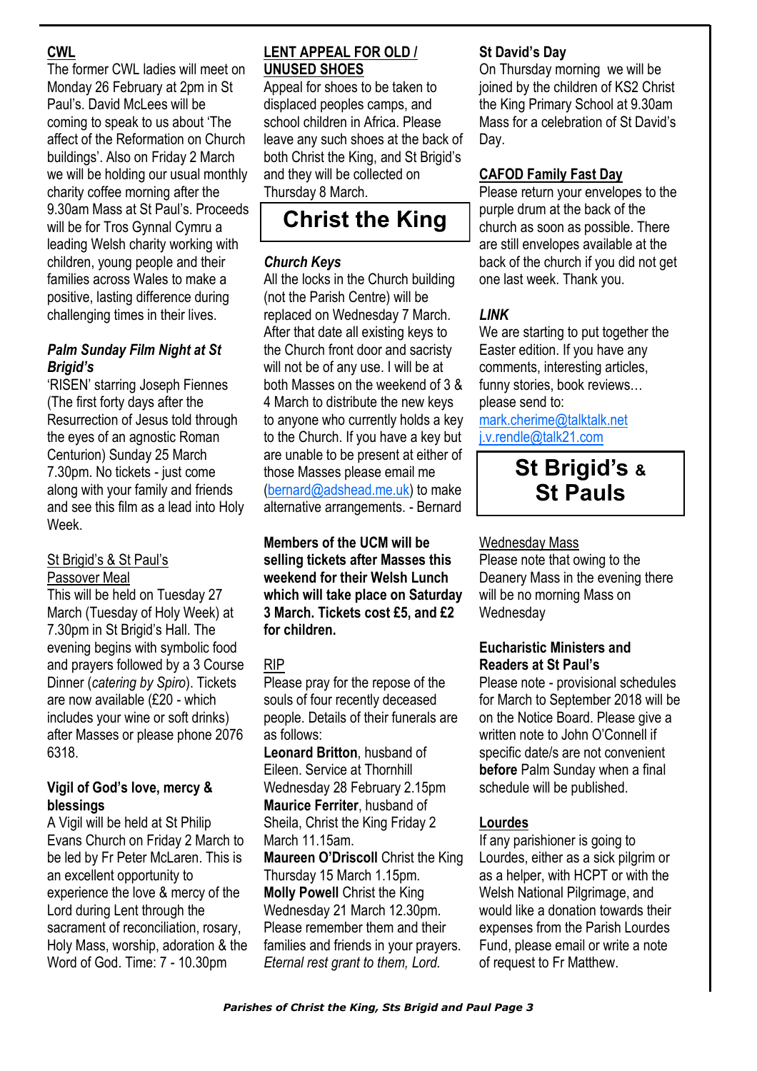### CWL

The former CWL ladies will meet on Monday 26 February at 2pm in St Paul's. David McLees will be coming to speak to us about 'The affect of the Reformation on Church buildings'. Also on Friday 2 March we will be holding our usual monthly charity coffee morning after the 9.30am Mass at St Paul's. Proceeds will be for Tros Gynnal Cymru a leading Welsh charity working with children, young people and their families across Wales to make a positive, lasting difference during challenging times in their lives.

***Palm Sunday Film Night at St Brigid's***

'RISEN' starring Joseph Fiennes (The first forty days after the Resurrection of Jesus told through the eyes of an agnostic Roman Centurion) Sunday 25 March 7.30pm. No tickets - just come along with your family and friends and see this film as a lead into Holy Week.

St Brigid's & St Paul's Passover Meal

This will be held on Tuesday 27 March (Tuesday of Holy Week) at 7.30pm in St Brigid's Hall. The evening begins with symbolic food and prayers followed by a 3 Course Dinner (*catering by Spiro*). Tickets are now available (£20 - which includes your wine or soft drinks) after Masses or please phone 2076 6318.

**Vigil of God's love, mercy & blessings**

A Vigil will be held at St Philip Evans Church on Friday 2 March to be led by Fr Peter McLaren. This is an excellent opportunity to experience the love & mercy of the Lord during Lent through the sacrament of reconciliation, rosary, Holy Mass, worship, adoration & the Word of God. Time: 7 - 10.30pm

### LENT APPEAL FOR OLD / UNUSED SHOES

Appeal for shoes to be taken to displaced peoples camps, and school children in Africa. Please leave any such shoes at the back of both Christ the King, and St Brigid's and they will be collected on Thursday 8 March.

## Christ the King

***Church Keys***

All the locks in the Church building (not the Parish Centre) will be replaced on Wednesday 7 March. After that date all existing keys to the Church front door and sacristy will not be of any use. I will be at both Masses on the weekend of 3 & 4 March to distribute the new keys to anyone who currently holds a key to the Church. If you have a key but are unable to be present at either of those Masses please email me (bernard@adshead.me.uk) to make alternative arrangements. - Bernard

**Members of the UCM will be selling tickets after Masses this weekend for their Welsh Lunch which will take place on Saturday 3 March. Tickets cost £5, and £2 for children.**

RIP

Please pray for the repose of the souls of four recently deceased people. Details of their funerals are as follows:

**Leonard Britton**, husband of Eileen. Service at Thornhill Wednesday 28 February 2.15pm

**Maurice Ferriter**, husband of Sheila, Christ the King Friday 2 March 11.15am.

**Maureen O'Driscoll** Christ the King Thursday 15 March 1.15pm.

**Molly Powell** Christ the King Wednesday 21 March 12.30pm.

Please remember them and their families and friends in your prayers. *Eternal rest grant to them, Lord.*

**St David's Day**

On Thursday morning we will be joined by the children of KS2 Christ the King Primary School at 9.30am Mass for a celebration of St David's Day.

**CAFOD Family Fast Day**

Please return your envelopes to the purple drum at the back of the church as soon as possible. There are still envelopes available at the back of the church if you did not get one last week. Thank you.

***LINK***

We are starting to put together the Easter edition. If you have any comments, interesting articles, funny stories, book reviews… please send to:
mark.cherime@talktalk.net
j.v.rendle@talk21.com

## St Brigid's & St Pauls

Wednesday Mass

Please note that owing to the Deanery Mass in the evening there will be no morning Mass on Wednesday

**Eucharistic Ministers and Readers at St Paul's**

Please note - provisional schedules for March to September 2018 will be on the Notice Board. Please give a written note to John O'Connell if specific date/s are not convenient **before** Palm Sunday when a final schedule will be published.

**Lourdes**

If any parishioner is going to Lourdes, either as a sick pilgrim or as a helper, with HCPT or with the Welsh National Pilgrimage, and would like a donation towards their expenses from the Parish Lourdes Fund, please email or write a note of request to Fr Matthew.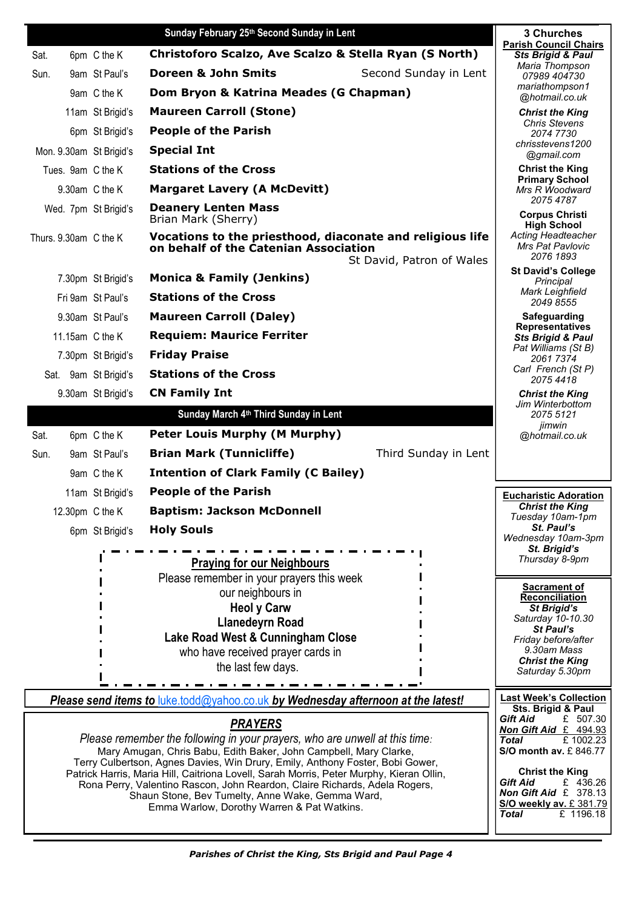## Sunday February 25th Second Sunday in Lent

| | | | |
|---|---|---|---|
| Sat. | 6pm C the K | **Christoforo Scalzo, Ave Scalzo & Stella Ryan (S North)** | |
| Sun. | 9am St Paul's | **Doreen & John Smits** | Second Sunday in Lent |
| | 9am C the K | **Dom Bryon & Katrina Meades (G Chapman)** | |
| | 11am St Brigid's | **Maureen Carroll (Stone)** | |
| | 6pm St Brigid's | **People of the Parish** | |
| Mon. | 9.30am St Brigid's | **Special Int** | |
| Tues. | 9am C the K | **Stations of the Cross** | |
| | 9.30am C the K | **Margaret Lavery (A McDevitt)** | |
| Wed. | 7pm St Brigid's | **Deanery Lenten Mass** Brian Mark (Sherry) | |
| Thurs. | 9.30am C the K | **Vocations to the priesthood, diaconate and religious life on behalf of the Catenian Association** | St David, Patron of Wales |
| | 7.30pm St Brigid's | **Monica & Family (Jenkins)** | |
| Fri | 9am St Paul's | **Stations of the Cross** | |
| | 9.30am St Paul's | **Maureen Carroll (Daley)** | |
| | 11.15am C the K | **Requiem: Maurice Ferriter** | |
| | 7.30pm St Brigid's | **Friday Praise** | |
| Sat. | 9am St Brigid's | **Stations of the Cross** | |
| | 9.30am St Brigid's | **CN Family Int** | |

## Sunday March 4th Third Sunday in Lent

| | | | |
|---|---|---|---|
| Sat. | 6pm C the K | **Peter Louis Murphy (M Murphy)** | |
| Sun. | 9am St Paul's | **Brian Mark (Tunnicliffe)** | Third Sunday in Lent |
| | 9am C the K | **Intention of Clark Family (C Bailey)** | |
| | 11am St Brigid's | **People of the Parish** | |
| | 12.30pm C the K | **Baptism: Jackson McDonnell** | |
| | 6pm St Brigid's | **Holy Souls** | |

**Praying for our Neighbours**

Please remember in your prayers this week our neighbours in
**Heol y Carw**
**Llanedeyrn Road**
**Lake Road West & Cunningham Close**
who have received prayer cards in the last few days.

***Please send items to luke.todd@yahoo.co.uk by Wednesday afternoon at the latest!***

### PRAYERS

*Please remember the following in your prayers, who are unwell at this time:*
Mary Amugan, Chris Babu, Edith Baker, John Campbell, Mary Clarke, Terry Culbertson, Agnes Davies, Win Drury, Emily, Anthony Foster, Bobi Gower, Patrick Harris, Maria Hill, Caitriona Lovell, Sarah Morris, Peter Murphy, Kieran Ollin, Rona Perry, Valentino Rascon, John Reardon, Claire Richards, Adela Rogers, Shaun Stone, Bev Tumelty, Anne Wake, Gemma Ward, Emma Warlow, Dorothy Warren & Pat Watkins.

---

**3 Churches**
**Parish Council Chairs**

***Sts Brigid & Paul***
*Maria Thompson*
*07989 404730*
*mariathompson1@hotmail.co.uk*

***Christ the King***
*Chris Stevens*
*2074 7730*
*chrisstevens1200@gmail.com*

**Christ the King Primary School**
*Mrs R Woodward*
*2075 4787*

**Corpus Christi High School**
*Acting Headteacher*
*Mrs Pat Pavlovic*
*2076 1893*

**St David's College**
*Principal*
*Mark Leighfield*
*2049 8555*

**Safeguarding Representatives**
***Sts Brigid & Paul***
*Pat Williams (St B)*
*2061 7374*
*Carl French (St P)*
*2075 4418*

***Christ the King***
*Jim Winterbottom*
*2075 5121*
*jimwin@hotmail.co.uk*

**Eucharistic Adoration**
***Christ the King***
*Tuesday 10am-1pm*
***St. Paul's***
*Wednesday 10am-3pm*
***St. Brigid's***
*Thursday 8-9pm*

**Sacrament of Reconciliation**
***St Brigid's***
*Saturday 10-10.30*
***St Paul's***
*Friday before/after 9.30am Mass*
***Christ the King***
*Saturday 5.30pm*

**Last Week's Collection**

**Sts. Brigid & Paul**

| | |
|---|---|
| *Gift Aid* | £ 507.30 |
| *Non Gift Aid* | £ 494.93 |
| *Total* | £ 1002.23 |
| **S/O month av.** | £ 846.77 |

**Christ the King**

| | |
|---|---|
| *Gift Aid* | £ 436.26 |
| *Non Gift Aid* | £ 378.13 |
| **S/O weekly av.** | £ 381.79 |
| *Total* | £ 1196.18 |